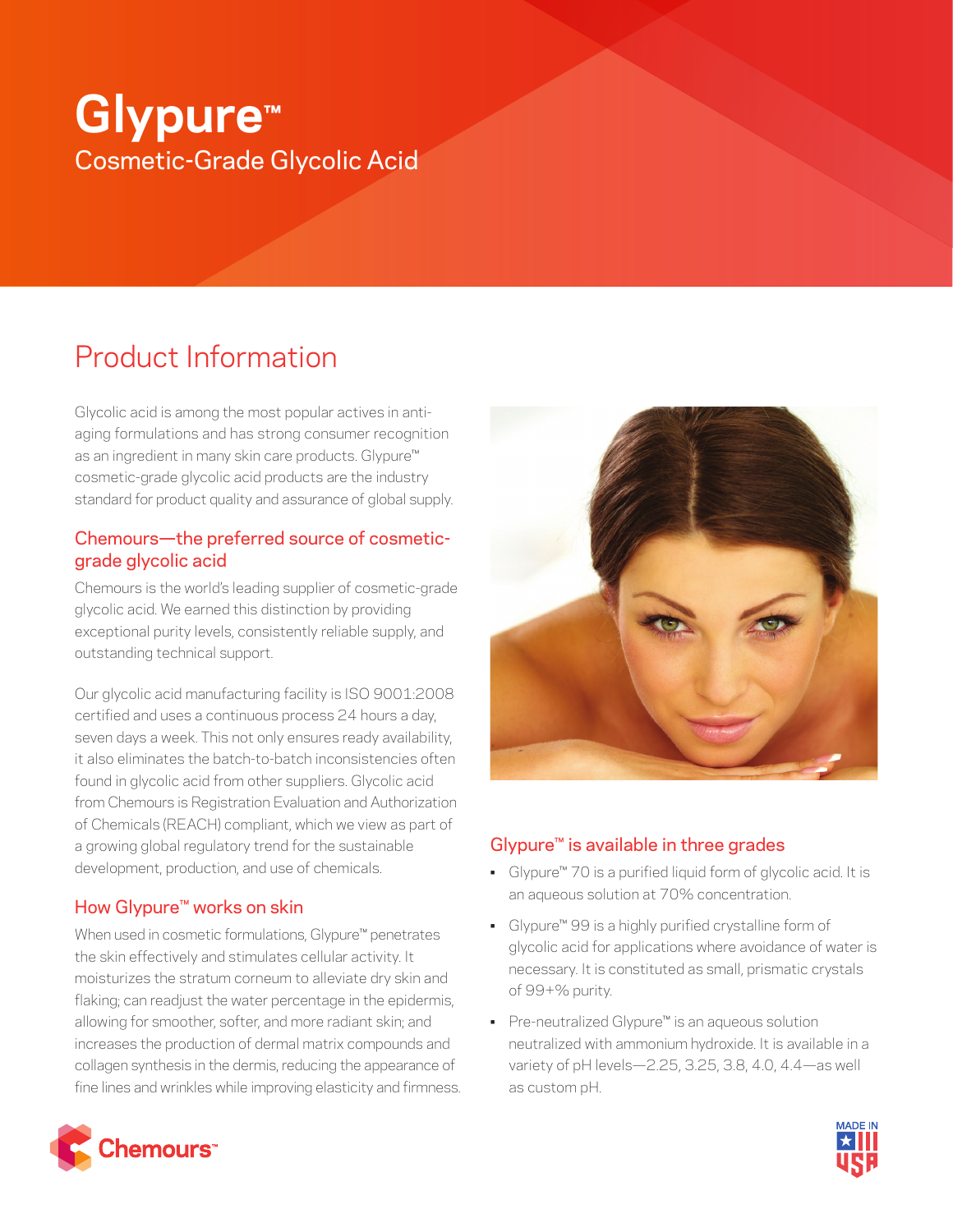# Glypure™

Cosmetic-Grade Glycolic Acid

## Product Information

Glycolic acid is among the most popular actives in anti-aging formulations and has strong consumer recognition as an ingredient in many skin care products. Glypure™ cosmetic-grade glycolic acid products are the industry standard for product quality and assurance of global supply.

### Chemours—the preferred source of cosmetic-grade glycolic acid

Chemours is the world's leading supplier of cosmetic-grade glycolic acid. We earned this distinction by providing exceptional purity levels, consistently reliable supply, and outstanding technical support.

Our glycolic acid manufacturing facility is ISO 9001:2008 certified and uses a continuous process 24 hours a day, seven days a week. This not only ensures ready availability, it also eliminates the batch-to-batch inconsistencies often found in glycolic acid from other suppliers. Glycolic acid from Chemours is Registration Evaluation and Authorization of Chemicals (REACH) compliant, which we view as part of a growing global regulatory trend for the sustainable development, production, and use of chemicals.

### How Glypure™ works on skin

When used in cosmetic formulations, Glypure™ penetrates the skin effectively and stimulates cellular activity. It moisturizes the stratum corneum to alleviate dry skin and flaking; can readjust the water percentage in the epidermis, allowing for smoother, softer, and more radiant skin; and increases the production of dermal matrix compounds and collagen synthesis in the dermis, reducing the appearance of fine lines and wrinkles while improving elasticity and firmness.

### Glypure™ is available in three grades

- Glypure™ 70 is a purified liquid form of glycolic acid. It is an aqueous solution at 70% concentration.
- Glypure™ 99 is a highly purified crystalline form of glycolic acid for applications where avoidance of water is necessary. It is constituted as small, prismatic crystals of 99+% purity.
- Pre-neutralized Glypure™ is an aqueous solution neutralized with ammonium hydroxide. It is available in a variety of pH levels—2.25, 3.25, 3.8, 4.0, 4.4—as well as custom pH.

Chemours™

MADE IN USA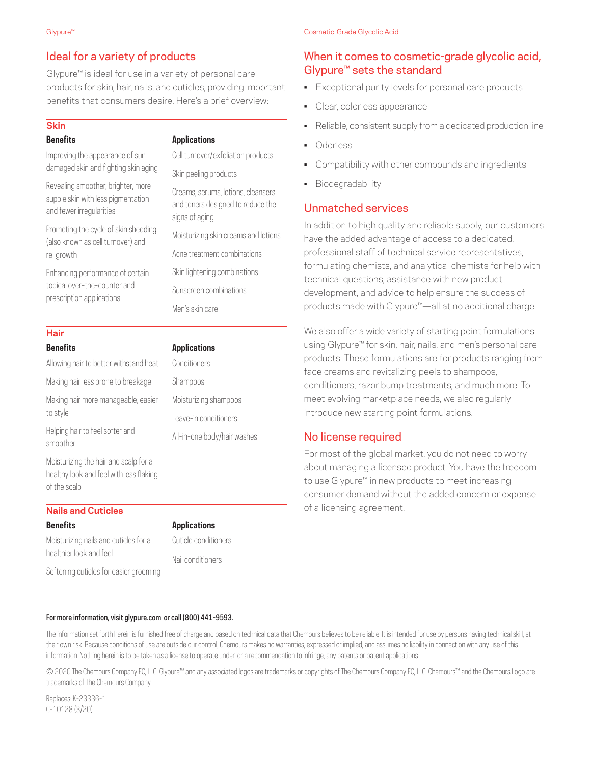## Ideal for a variety of products

Glypure™ is ideal for use in a variety of personal care products for skin, hair, nails, and cuticles, providing important benefits that consumers desire. Here's a brief overview:

### Skin

| Benefits | Applications |
| --- | --- |
| Improving the appearance of sun damaged skin and fighting skin aging | Cell turnover/exfoliation products |
| Revealing smoother, brighter, more supple skin with less pigmentation and fewer irregularities | Skin peeling products |
| Promoting the cycle of skin shedding (also known as cell turnover) and re-growth | Creams, serums, lotions, cleansers, and toners designed to reduce the signs of aging |
| Enhancing performance of certain topical over-the-counter and prescription applications | Moisturizing skin creams and lotions |
| | Acne treatment combinations |
| | Skin lightening combinations |
| | Sunscreen combinations |
| | Men's skin care |

### Hair

| Benefits | Applications |
| --- | --- |
| Allowing hair to better withstand heat | Conditioners |
| Making hair less prone to breakage | Shampoos |
| Making hair more manageable, easier to style | Moisturizing shampoos |
| Helping hair to feel softer and smoother | Leave-in conditioners |
| Moisturizing the hair and scalp for a healthy look and feel with less flaking of the scalp | All-in-one body/hair washes |

### Nails and Cuticles

| Benefits | Applications |
| --- | --- |
| Moisturizing nails and cuticles for a healthier look and feel | Cuticle conditioners |
| Softening cuticles for easier grooming | Nail conditioners |

## When it comes to cosmetic-grade glycolic acid, Glypure™ sets the standard

- Exceptional purity levels for personal care products
- Clear, colorless appearance
- Reliable, consistent supply from a dedicated production line
- Odorless
- Compatibility with other compounds and ingredients
- Biodegradability

## Unmatched services

In addition to high quality and reliable supply, our customers have the added advantage of access to a dedicated, professional staff of technical service representatives, formulating chemists, and analytical chemists for help with technical questions, assistance with new product development, and advice to help ensure the success of products made with Glypure™—all at no additional charge.

We also offer a wide variety of starting point formulations using Glypure™ for skin, hair, nails, and men's personal care products. These formulations are for products ranging from face creams and revitalizing peels to shampoos, conditioners, razor bump treatments, and much more. To meet evolving marketplace needs, we also regularly introduce new starting point formulations.

## No license required

For most of the global market, you do not need to worry about managing a licensed product. You have the freedom to use Glypure™ in new products to meet increasing consumer demand without the added concern or expense of a licensing agreement.

**For more information, visit glypure.com or call (800) 441-9593.**

The information set forth herein is furnished free of charge and based on technical data that Chemours believes to be reliable. It is intended for use by persons having technical skill, at their own risk. Because conditions of use are outside our control, Chemours makes no warranties, expressed or implied, and assumes no liability in connection with any use of this information. Nothing herein is to be taken as a license to operate under, or a recommendation to infringe, any patents or patent applications.

© 2020 The Chemours Company FC, LLC. Glypure™ and any associated logos are trademarks or copyrights of The Chemours Company FC, LLC. Chemours™ and the Chemours Logo are trademarks of The Chemours Company.

Replaces: K-23336-1
C-10128 (3/20)